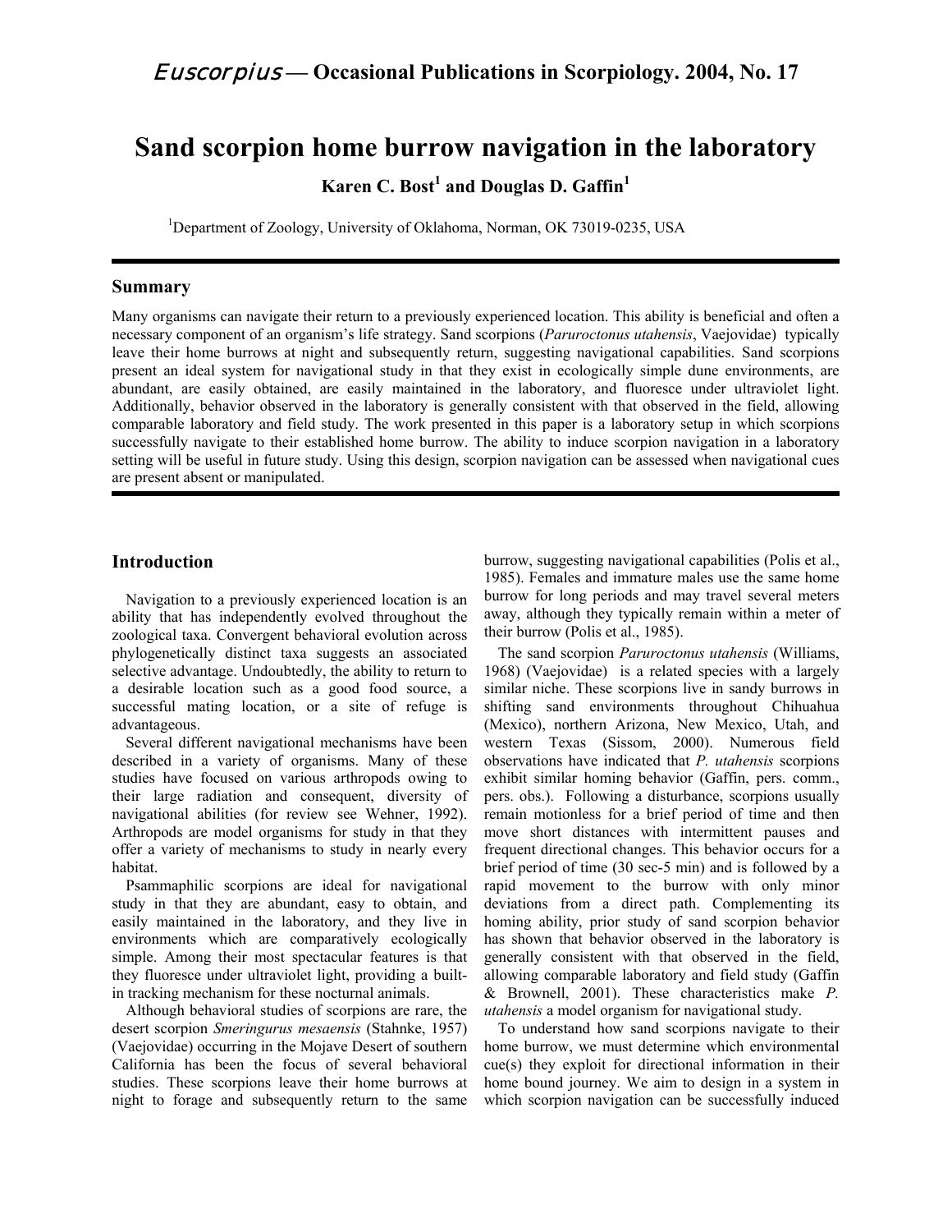# Sand scorpion home burrow navigation in the laboratory

**Karen C. Bost[1] and Douglas D. Gaffin[1]**

[1]Department of Zoology, University of Oklahoma, Norman, OK 73019-0235, USA

## Summary

Many organisms can navigate their return to a previously experienced location. This ability is beneficial and often a necessary component of an organism's life strategy. Sand scorpions (*Paruroctonus utahensis*, Vaejovidae) typically leave their home burrows at night and subsequently return, suggesting navigational capabilities. Sand scorpions present an ideal system for navigational study in that they exist in ecologically simple dune environments, are abundant, are easily obtained, are easily maintained in the laboratory, and fluoresce under ultraviolet light. Additionally, behavior observed in the laboratory is generally consistent with that observed in the field, allowing comparable laboratory and field study. The work presented in this paper is a laboratory setup in which scorpions successfully navigate to their established home burrow. The ability to induce scorpion navigation in a laboratory setting will be useful in future study. Using this design, scorpion navigation can be assessed when navigational cues are present absent or manipulated.

## Introduction

Navigation to a previously experienced location is an ability that has independently evolved throughout the zoological taxa. Convergent behavioral evolution across phylogenetically distinct taxa suggests an associated selective advantage. Undoubtedly, the ability to return to a desirable location such as a good food source, a successful mating location, or a site of refuge is advantageous.

Several different navigational mechanisms have been described in a variety of organisms. Many of these studies have focused on various arthropods owing to their large radiation and consequent, diversity of navigational abilities (for review see Wehner, 1992). Arthropods are model organisms for study in that they offer a variety of mechanisms to study in nearly every habitat.

Psammaphilic scorpions are ideal for navigational study in that they are abundant, easy to obtain, and easily maintained in the laboratory, and they live in environments which are comparatively ecologically simple. Among their most spectacular features is that they fluoresce under ultraviolet light, providing a built-in tracking mechanism for these nocturnal animals.

Although behavioral studies of scorpions are rare, the desert scorpion *Smeringurus mesaensis* (Stahnke, 1957) (Vaejovidae) occurring in the Mojave Desert of southern California has been the focus of several behavioral studies. These scorpions leave their home burrows at night to forage and subsequently return to the same burrow, suggesting navigational capabilities (Polis et al., 1985). Females and immature males use the same home burrow for long periods and may travel several meters away, although they typically remain within a meter of their burrow (Polis et al., 1985).

The sand scorpion *Paruroctonus utahensis* (Williams, 1968) (Vaejovidae) is a related species with a largely similar niche. These scorpions live in sandy burrows in shifting sand environments throughout Chihuahua (Mexico), northern Arizona, New Mexico, Utah, and western Texas (Sissom, 2000). Numerous field observations have indicated that *P. utahensis* scorpions exhibit similar homing behavior (Gaffin, pers. comm., pers. obs.). Following a disturbance, scorpions usually remain motionless for a brief period of time and then move short distances with intermittent pauses and frequent directional changes. This behavior occurs for a brief period of time (30 sec-5 min) and is followed by a rapid movement to the burrow with only minor deviations from a direct path. Complementing its homing ability, prior study of sand scorpion behavior has shown that behavior observed in the laboratory is generally consistent with that observed in the field, allowing comparable laboratory and field study (Gaffin & Brownell, 2001). These characteristics make *P. utahensis* a model organism for navigational study.

To understand how sand scorpions navigate to their home burrow, we must determine which environmental cue(s) they exploit for directional information in their home bound journey. We aim to design in a system in which scorpion navigation can be successfully induced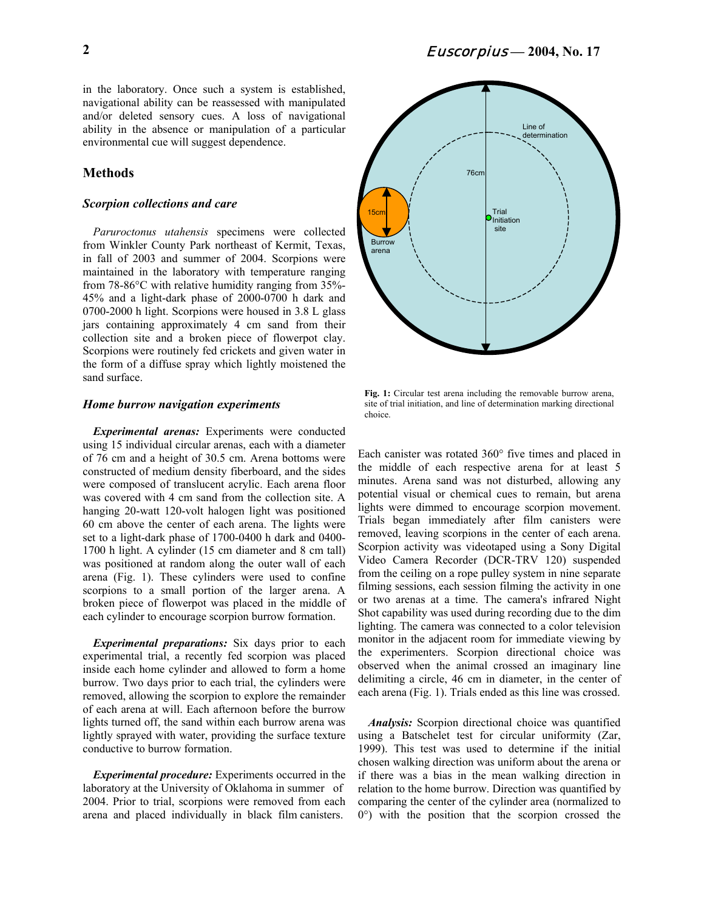in the laboratory. Once such a system is established, navigational ability can be reassessed with manipulated and/or deleted sensory cues. A loss of navigational ability in the absence or manipulation of a particular environmental cue will suggest dependence.

## Methods

### *Scorpion collections and care*

*Paruroctonus utahensis* specimens were collected from Winkler County Park northeast of Kermit, Texas, in fall of 2003 and summer of 2004. Scorpions were maintained in the laboratory with temperature ranging from 78-86°C with relative humidity ranging from 35%-45% and a light-dark phase of 2000-0700 h dark and 0700-2000 h light. Scorpions were housed in 3.8 L glass jars containing approximately 4 cm sand from their collection site and a broken piece of flowerpot clay. Scorpions were routinely fed crickets and given water in the form of a diffuse spray which lightly moistened the sand surface.

### *Home burrow navigation experiments*

***Experimental arenas:*** Experiments were conducted using 15 individual circular arenas, each with a diameter of 76 cm and a height of 30.5 cm. Arena bottoms were constructed of medium density fiberboard, and the sides were composed of translucent acrylic. Each arena floor was covered with 4 cm sand from the collection site. A hanging 20-watt 120-volt halogen light was positioned 60 cm above the center of each arena. The lights were set to a light-dark phase of 1700-0400 h dark and 0400-1700 h light. A cylinder (15 cm diameter and 8 cm tall) was positioned at random along the outer wall of each arena (Fig. 1). These cylinders were used to confine scorpions to a small portion of the larger arena. A broken piece of flowerpot was placed in the middle of each cylinder to encourage scorpion burrow formation.

***Experimental preparations:*** Six days prior to each experimental trial, a recently fed scorpion was placed inside each home cylinder and allowed to form a home burrow. Two days prior to each trial, the cylinders were removed, allowing the scorpion to explore the remainder of each arena at will. Each afternoon before the burrow lights turned off, the sand within each burrow arena was lightly sprayed with water, providing the surface texture conductive to burrow formation.

***Experimental procedure:*** Experiments occurred in the laboratory at the University of Oklahoma in summer of 2004. Prior to trial, scorpions were removed from each arena and placed individually in black film canisters.

**Fig. 1:** Circular test arena including the removable burrow arena, site of trial initiation, and line of determination marking directional choice.

Each canister was rotated 360° five times and placed in the middle of each respective arena for at least 5 minutes. Arena sand was not disturbed, allowing any potential visual or chemical cues to remain, but arena lights were dimmed to encourage scorpion movement. Trials began immediately after film canisters were removed, leaving scorpions in the center of each arena. Scorpion activity was videotaped using a Sony Digital Video Camera Recorder (DCR-TRV 120) suspended from the ceiling on a rope pulley system in nine separate filming sessions, each session filming the activity in one or two arenas at a time. The camera's infrared Night Shot capability was used during recording due to the dim lighting. The camera was connected to a color television monitor in the adjacent room for immediate viewing by the experimenters. Scorpion directional choice was observed when the animal crossed an imaginary line delimiting a circle, 46 cm in diameter, in the center of each arena (Fig. 1). Trials ended as this line was crossed.

***Analysis:*** Scorpion directional choice was quantified using a Batschelet test for circular uniformity (Zar, 1999). This test was used to determine if the initial chosen walking direction was uniform about the arena or if there was a bias in the mean walking direction in relation to the home burrow. Direction was quantified by comparing the center of the cylinder area (normalized to 0°) with the position that the scorpion crossed the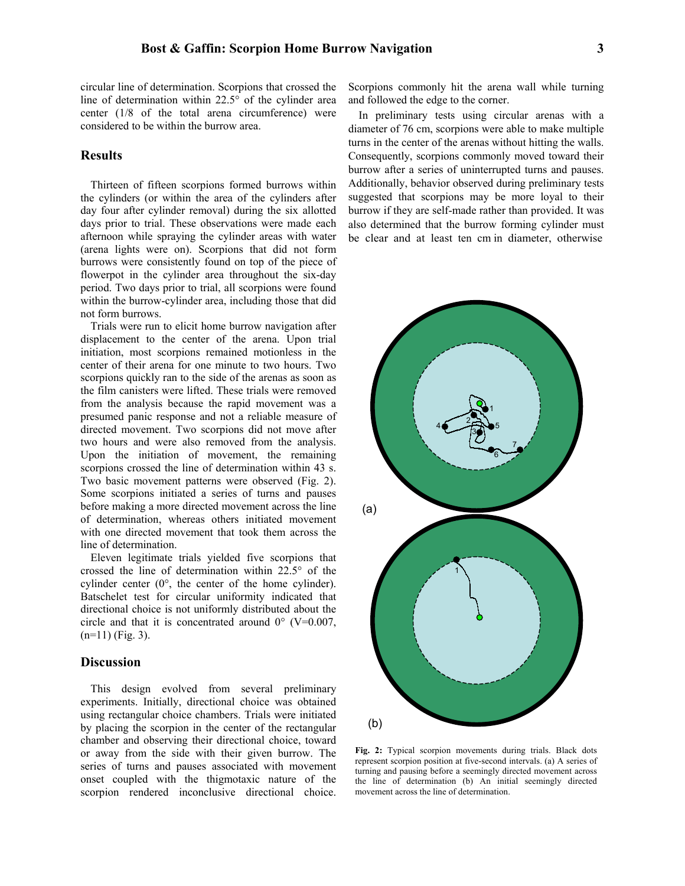circular line of determination. Scorpions that crossed the line of determination within 22.5° of the cylinder area center (1/8 of the total arena circumference) were considered to be within the burrow area.

## Results

Thirteen of fifteen scorpions formed burrows within the cylinders (or within the area of the cylinders after day four after cylinder removal) during the six allotted days prior to trial. These observations were made each afternoon while spraying the cylinder areas with water (arena lights were on). Scorpions that did not form burrows were consistently found on top of the piece of flowerpot in the cylinder area throughout the six-day period. Two days prior to trial, all scorpions were found within the burrow-cylinder area, including those that did not form burrows.

Trials were run to elicit home burrow navigation after displacement to the center of the arena. Upon trial initiation, most scorpions remained motionless in the center of their arena for one minute to two hours. Two scorpions quickly ran to the side of the arenas as soon as the film canisters were lifted. These trials were removed from the analysis because the rapid movement was a presumed panic response and not a reliable measure of directed movement. Two scorpions did not move after two hours and were also removed from the analysis. Upon the initiation of movement, the remaining scorpions crossed the line of determination within 43 s. Two basic movement patterns were observed (Fig. 2). Some scorpions initiated a series of turns and pauses before making a more directed movement across the line of determination, whereas others initiated movement with one directed movement that took them across the line of determination.

Eleven legitimate trials yielded five scorpions that crossed the line of determination within 22.5° of the cylinder center (0°, the center of the home cylinder). Batschelet test for circular uniformity indicated that directional choice is not uniformly distributed about the circle and that it is concentrated around 0° (V=0.007, (n=11) (Fig. 3).

## Discussion

This design evolved from several preliminary experiments. Initially, directional choice was obtained using rectangular choice chambers. Trials were initiated by placing the scorpion in the center of the rectangular chamber and observing their directional choice, toward or away from the side with their given burrow. The series of turns and pauses associated with movement onset coupled with the thigmotaxic nature of the scorpion rendered inconclusive directional choice. Scorpions commonly hit the arena wall while turning and followed the edge to the corner.

In preliminary tests using circular arenas with a diameter of 76 cm, scorpions were able to make multiple turns in the center of the arenas without hitting the walls. Consequently, scorpions commonly moved toward their burrow after a series of uninterrupted turns and pauses. Additionally, behavior observed during preliminary tests suggested that scorpions may be more loyal to their burrow if they are self-made rather than provided. It was also determined that the burrow forming cylinder must be clear and at least ten cm in diameter, otherwise

**Fig. 2:** Typical scorpion movements during trials. Black dots represent scorpion position at five-second intervals. (a) A series of turning and pausing before a seemingly directed movement across the line of determination (b) An initial seemingly directed movement across the line of determination.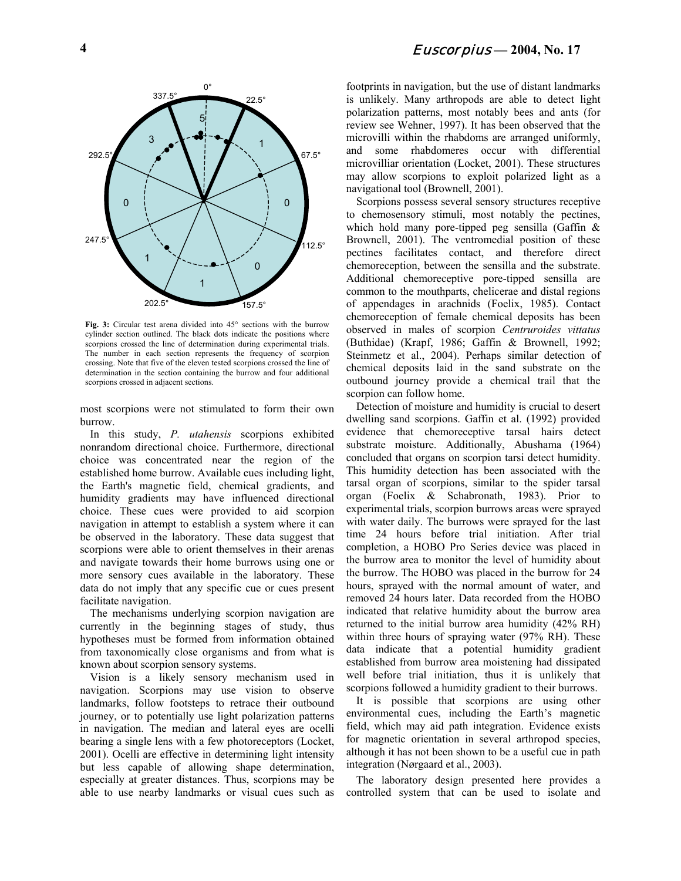**Fig. 3:** Circular test arena divided into 45° sections with the burrow cylinder section outlined. The black dots indicate the positions where scorpions crossed the line of determination during experimental trials. The number in each section represents the frequency of scorpion crossing. Note that five of the eleven tested scorpions crossed the line of determination in the section containing the burrow and four additional scorpions crossed in adjacent sections.

most scorpions were not stimulated to form their own burrow.

In this study, *P. utahensis* scorpions exhibited nonrandom directional choice. Furthermore, directional choice was concentrated near the region of the established home burrow. Available cues including light, the Earth's magnetic field, chemical gradients, and humidity gradients may have influenced directional choice. These cues were provided to aid scorpion navigation in attempt to establish a system where it can be observed in the laboratory. These data suggest that scorpions were able to orient themselves in their arenas and navigate towards their home burrows using one or more sensory cues available in the laboratory. These data do not imply that any specific cue or cues present facilitate navigation.

The mechanisms underlying scorpion navigation are currently in the beginning stages of study, thus hypotheses must be formed from information obtained from taxonomically close organisms and from what is known about scorpion sensory systems.

Vision is a likely sensory mechanism used in navigation. Scorpions may use vision to observe landmarks, follow footsteps to retrace their outbound journey, or to potentially use light polarization patterns in navigation. The median and lateral eyes are ocelli bearing a single lens with a few photoreceptors (Locket, 2001). Ocelli are effective in determining light intensity but less capable of allowing shape determination, especially at greater distances. Thus, scorpions may be able to use nearby landmarks or visual cues such as footprints in navigation, but the use of distant landmarks is unlikely. Many arthropods are able to detect light polarization patterns, most notably bees and ants (for review see Wehner, 1997). It has been observed that the microvilli within the rhabdoms are arranged uniformly, and some rhabdomeres occur with differential microvilliar orientation (Locket, 2001). These structures may allow scorpions to exploit polarized light as a navigational tool (Brownell, 2001).

Scorpions possess several sensory structures receptive to chemosensory stimuli, most notably the pectines, which hold many pore-tipped peg sensilla (Gaffin & Brownell, 2001). The ventromedial position of these pectines facilitates contact, and therefore direct chemoreception, between the sensilla and the substrate. Additional chemoreceptive pore-tipped sensilla are common to the mouthparts, chelicerae and distal regions of appendages in arachnids (Foelix, 1985). Contact chemoreception of female chemical deposits has been observed in males of scorpion *Centruroides vittatus* (Buthidae) (Krapf, 1986; Gaffin & Brownell, 1992; Steinmetz et al., 2004). Perhaps similar detection of chemical deposits laid in the sand substrate on the outbound journey provide a chemical trail that the scorpion can follow home.

Detection of moisture and humidity is crucial to desert dwelling sand scorpions. Gaffin et al. (1992) provided evidence that chemoreceptive tarsal hairs detect substrate moisture. Additionally, Abushama (1964) concluded that organs on scorpion tarsi detect humidity. This humidity detection has been associated with the tarsal organ of scorpions, similar to the spider tarsal organ (Foelix & Schabronath, 1983). Prior to experimental trials, scorpion burrows areas were sprayed with water daily. The burrows were sprayed for the last time 24 hours before trial initiation. After trial completion, a HOBO Pro Series device was placed in the burrow area to monitor the level of humidity about the burrow. The HOBO was placed in the burrow for 24 hours, sprayed with the normal amount of water, and removed 24 hours later. Data recorded from the HOBO indicated that relative humidity about the burrow area returned to the initial burrow area humidity (42% RH) within three hours of spraying water (97% RH). These data indicate that a potential humidity gradient established from burrow area moistening had dissipated well before trial initiation, thus it is unlikely that scorpions followed a humidity gradient to their burrows.

It is possible that scorpions are using other environmental cues, including the Earth's magnetic field, which may aid path integration. Evidence exists for magnetic orientation in several arthropod species, although it has not been shown to be a useful cue in path integration (Nørgaard et al., 2003).

The laboratory design presented here provides a controlled system that can be used to isolate and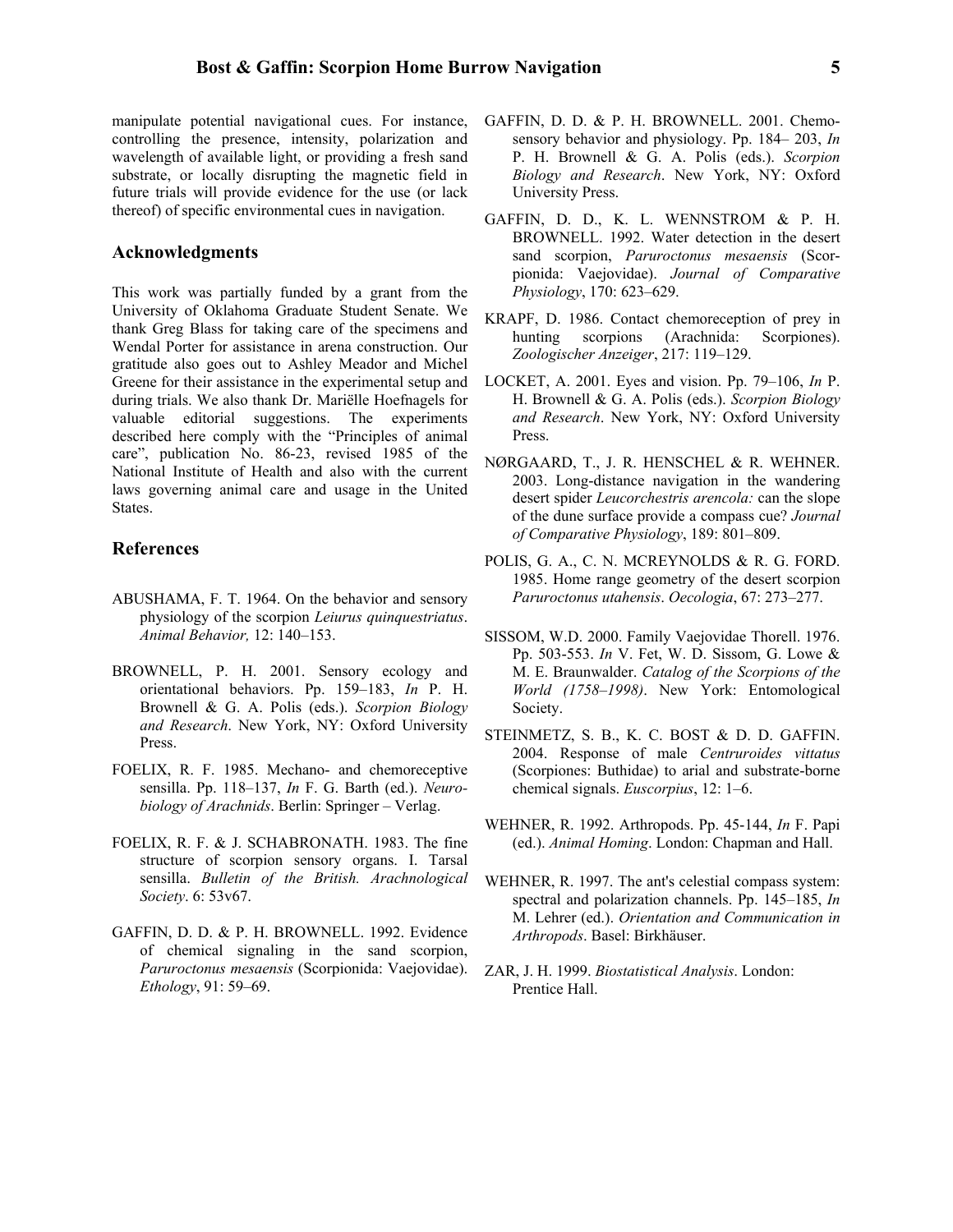manipulate potential navigational cues. For instance, controlling the presence, intensity, polarization and wavelength of available light, or providing a fresh sand substrate, or locally disrupting the magnetic field in future trials will provide evidence for the use (or lack thereof) of specific environmental cues in navigation.

## Acknowledgments

This work was partially funded by a grant from the University of Oklahoma Graduate Student Senate. We thank Greg Blass for taking care of the specimens and Wendal Porter for assistance in arena construction. Our gratitude also goes out to Ashley Meador and Michel Greene for their assistance in the experimental setup and during trials. We also thank Dr. Mariëlle Hoefnagels for valuable editorial suggestions. The experiments described here comply with the "Principles of animal care", publication No. 86-23, revised 1985 of the National Institute of Health and also with the current laws governing animal care and usage in the United States.

## References

ABUSHAMA, F. T. 1964. On the behavior and sensory physiology of the scorpion *Leiurus quinquestriatus*. *Animal Behavior,* 12: 140–153.

BROWNELL, P. H. 2001. Sensory ecology and orientational behaviors. Pp. 159–183, *In* P. H. Brownell & G. A. Polis (eds.). *Scorpion Biology and Research*. New York, NY: Oxford University Press.

FOELIX, R. F. 1985. Mechano- and chemoreceptive sensilla. Pp. 118–137, *In* F. G. Barth (ed.). *Neurobiology of Arachnids*. Berlin: Springer – Verlag.

FOELIX, R. F. & J. SCHABRONATH. 1983. The fine structure of scorpion sensory organs. I. Tarsal sensilla. *Bulletin of the British. Arachnological Society*. 6: 53v67.

GAFFIN, D. D. & P. H. BROWNELL. 1992. Evidence of chemical signaling in the sand scorpion, *Paruroctonus mesaensis* (Scorpionida: Vaejovidae). *Ethology*, 91: 59–69.

GAFFIN, D. D. & P. H. BROWNELL. 2001. Chemosensory behavior and physiology. Pp. 184– 203, *In* P. H. Brownell & G. A. Polis (eds.). *Scorpion Biology and Research*. New York, NY: Oxford University Press.

GAFFIN, D. D., K. L. WENNSTROM & P. H. BROWNELL. 1992. Water detection in the desert sand scorpion, *Paruroctonus mesaensis* (Scorpionida: Vaejovidae). *Journal of Comparative Physiology*, 170: 623–629.

KRAPF, D. 1986. Contact chemoreception of prey in hunting scorpions (Arachnida: Scorpiones). *Zoologischer Anzeiger*, 217: 119–129.

LOCKET, A. 2001. Eyes and vision. Pp. 79–106, *In* P. H. Brownell & G. A. Polis (eds.). *Scorpion Biology and Research*. New York, NY: Oxford University Press.

NØRGAARD, T., J. R. HENSCHEL & R. WEHNER. 2003. Long-distance navigation in the wandering desert spider *Leucorchestris arencola:* can the slope of the dune surface provide a compass cue? *Journal of Comparative Physiology*, 189: 801–809.

POLIS, G. A., C. N. MCREYNOLDS & R. G. FORD. 1985. Home range geometry of the desert scorpion *Paruroctonus utahensis*. *Oecologia*, 67: 273–277.

SISSOM, W.D. 2000. Family Vaejovidae Thorell. 1976. Pp. 503-553. *In* V. Fet, W. D. Sissom, G. Lowe & M. E. Braunwalder. *Catalog of the Scorpions of the World (1758–1998)*. New York: Entomological Society.

STEINMETZ, S. B., K. C. BOST & D. D. GAFFIN. 2004. Response of male *Centruroides vittatus* (Scorpiones: Buthidae) to arial and substrate-borne chemical signals. *Euscorpius*, 12: 1–6.

WEHNER, R. 1992. Arthropods. Pp. 45-144, *In* F. Papi (ed.). *Animal Homing*. London: Chapman and Hall.

WEHNER, R. 1997. The ant's celestial compass system: spectral and polarization channels. Pp. 145–185, *In* M. Lehrer (ed.). *Orientation and Communication in Arthropods*. Basel: Birkhäuser.

ZAR, J. H. 1999. *Biostatistical Analysis*. London: Prentice Hall.